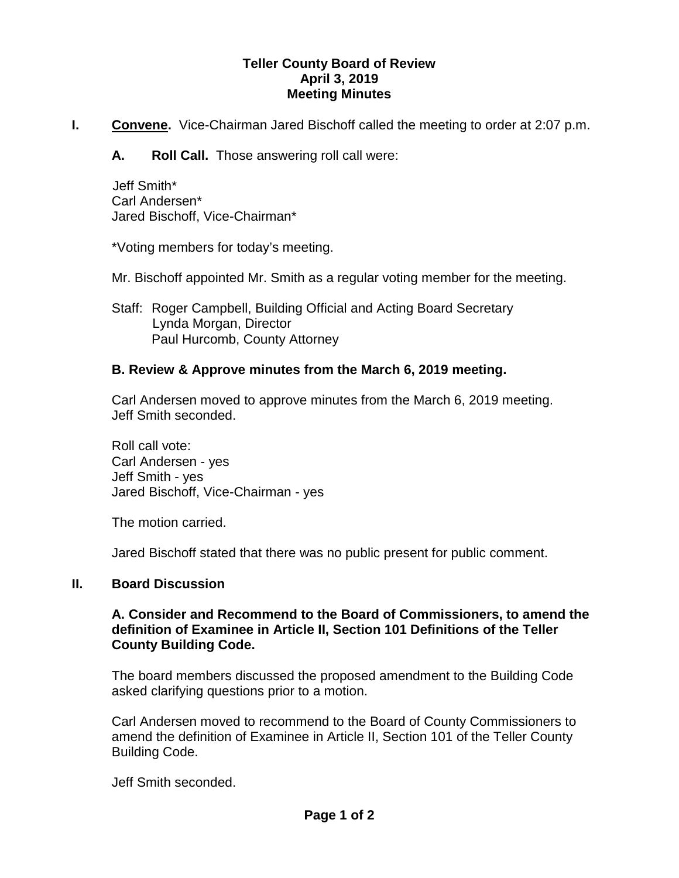**Teller County Board of Review**
**April 3, 2019**
**Meeting Minutes**

**I. Convene.** Vice-Chairman Jared Bischoff called the meeting to order at 2:07 p.m.

**A. Roll Call.** Those answering roll call were:

Jeff Smith*
Carl Andersen*
Jared Bischoff, Vice-Chairman*

*Voting members for today's meeting.

Mr. Bischoff appointed Mr. Smith as a regular voting member for the meeting.

Staff: Roger Campbell, Building Official and Acting Board Secretary
Lynda Morgan, Director
Paul Hurcomb, County Attorney

**B. Review & Approve minutes from the March 6, 2019 meeting.**

Carl Andersen moved to approve minutes from the March 6, 2019 meeting.
Jeff Smith seconded.

Roll call vote:
Carl Andersen - yes
Jeff Smith - yes
Jared Bischoff, Vice-Chairman - yes

The motion carried.

Jared Bischoff stated that there was no public present for public comment.

**II. Board Discussion**

**A. Consider and Recommend to the Board of Commissioners, to amend the definition of Examinee in Article II, Section 101 Definitions of the Teller County Building Code.**

The board members discussed the proposed amendment to the Building Code asked clarifying questions prior to a motion.

Carl Andersen moved to recommend to the Board of County Commissioners to amend the definition of Examinee in Article II, Section 101 of the Teller County Building Code.

Jeff Smith seconded.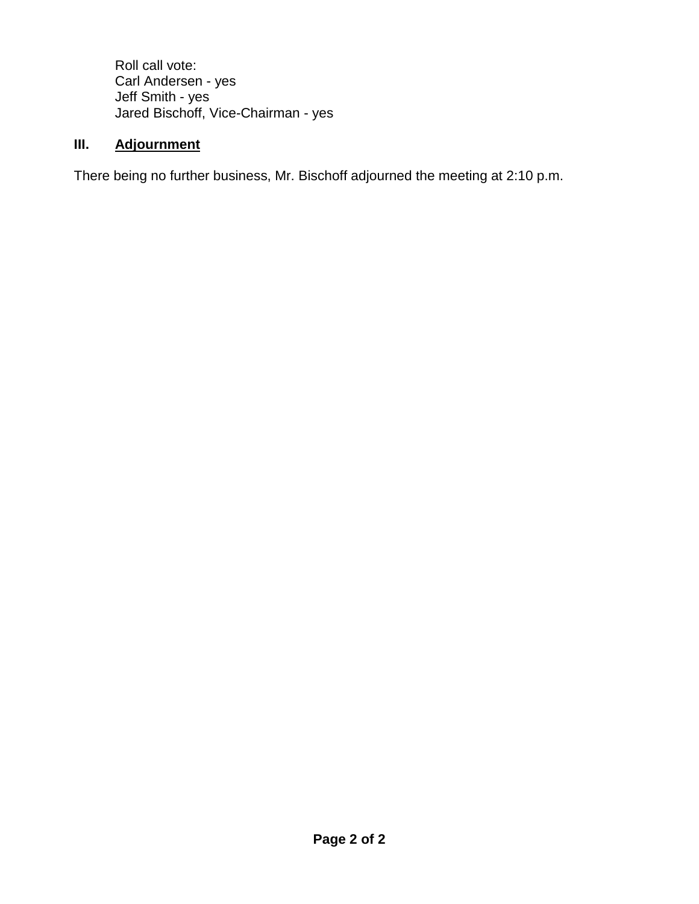Roll call vote:
Carl Andersen - yes
Jeff Smith - yes
Jared Bischoff, Vice-Chairman - yes

## III. Adjournment

There being no further business, Mr. Bischoff adjourned the meeting at 2:10 p.m.